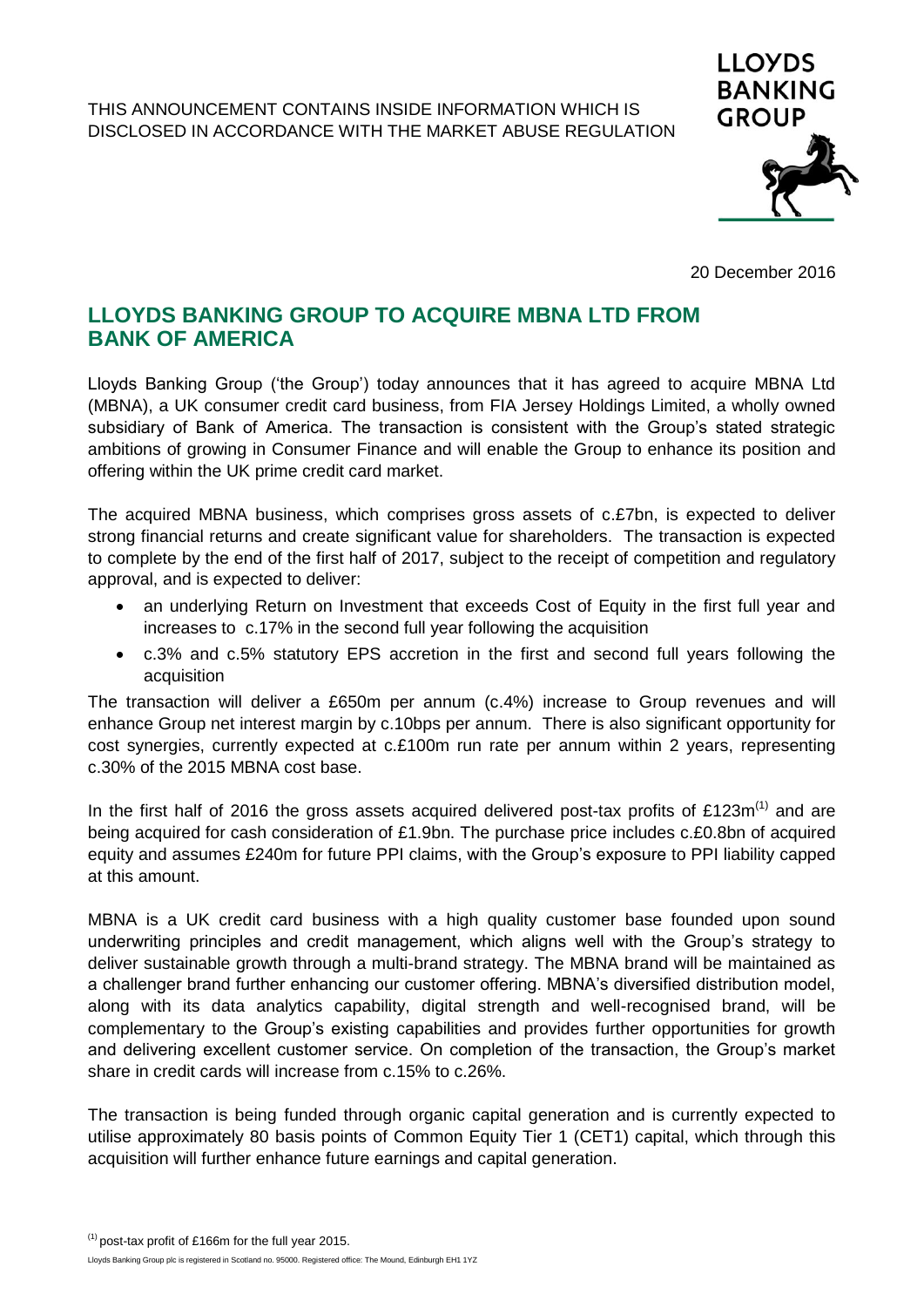THIS ANNOUNCEMENT CONTAINS INSIDE INFORMATION WHICH IS DISCLOSED IN ACCORDANCE WITH THE MARKET ABUSE REGULATION

20 December 2016

# LLOYDS BANKING GROUP TO ACQUIRE MBNA LTD FROM BANK OF AMERICA

Lloyds Banking Group ('the Group') today announces that it has agreed to acquire MBNA Ltd (MBNA), a UK consumer credit card business, from FIA Jersey Holdings Limited, a wholly owned subsidiary of Bank of America. The transaction is consistent with the Group's stated strategic ambitions of growing in Consumer Finance and will enable the Group to enhance its position and offering within the UK prime credit card market.

The acquired MBNA business, which comprises gross assets of c.£7bn, is expected to deliver strong financial returns and create significant value for shareholders. The transaction is expected to complete by the end of the first half of 2017, subject to the receipt of competition and regulatory approval, and is expected to deliver:

- an underlying Return on Investment that exceeds Cost of Equity in the first full year and increases to c.17% in the second full year following the acquisition
- c.3% and c.5% statutory EPS accretion in the first and second full years following the acquisition

The transaction will deliver a £650m per annum (c.4%) increase to Group revenues and will enhance Group net interest margin by c.10bps per annum. There is also significant opportunity for cost synergies, currently expected at c.£100m run rate per annum within 2 years, representing c.30% of the 2015 MBNA cost base.

In the first half of 2016 the gross assets acquired delivered post-tax profits of £123m[(1)] and are being acquired for cash consideration of £1.9bn. The purchase price includes c.£0.8bn of acquired equity and assumes £240m for future PPI claims, with the Group's exposure to PPI liability capped at this amount.

MBNA is a UK credit card business with a high quality customer base founded upon sound underwriting principles and credit management, which aligns well with the Group's strategy to deliver sustainable growth through a multi-brand strategy. The MBNA brand will be maintained as a challenger brand further enhancing our customer offering. MBNA's diversified distribution model, along with its data analytics capability, digital strength and well-recognised brand, will be complementary to the Group's existing capabilities and provides further opportunities for growth and delivering excellent customer service. On completion of the transaction, the Group's market share in credit cards will increase from c.15% to c.26%.

The transaction is being funded through organic capital generation and is currently expected to utilise approximately 80 basis points of Common Equity Tier 1 (CET1) capital, which through this acquisition will further enhance future earnings and capital generation.

[(1)] post-tax profit of £166m for the full year 2015.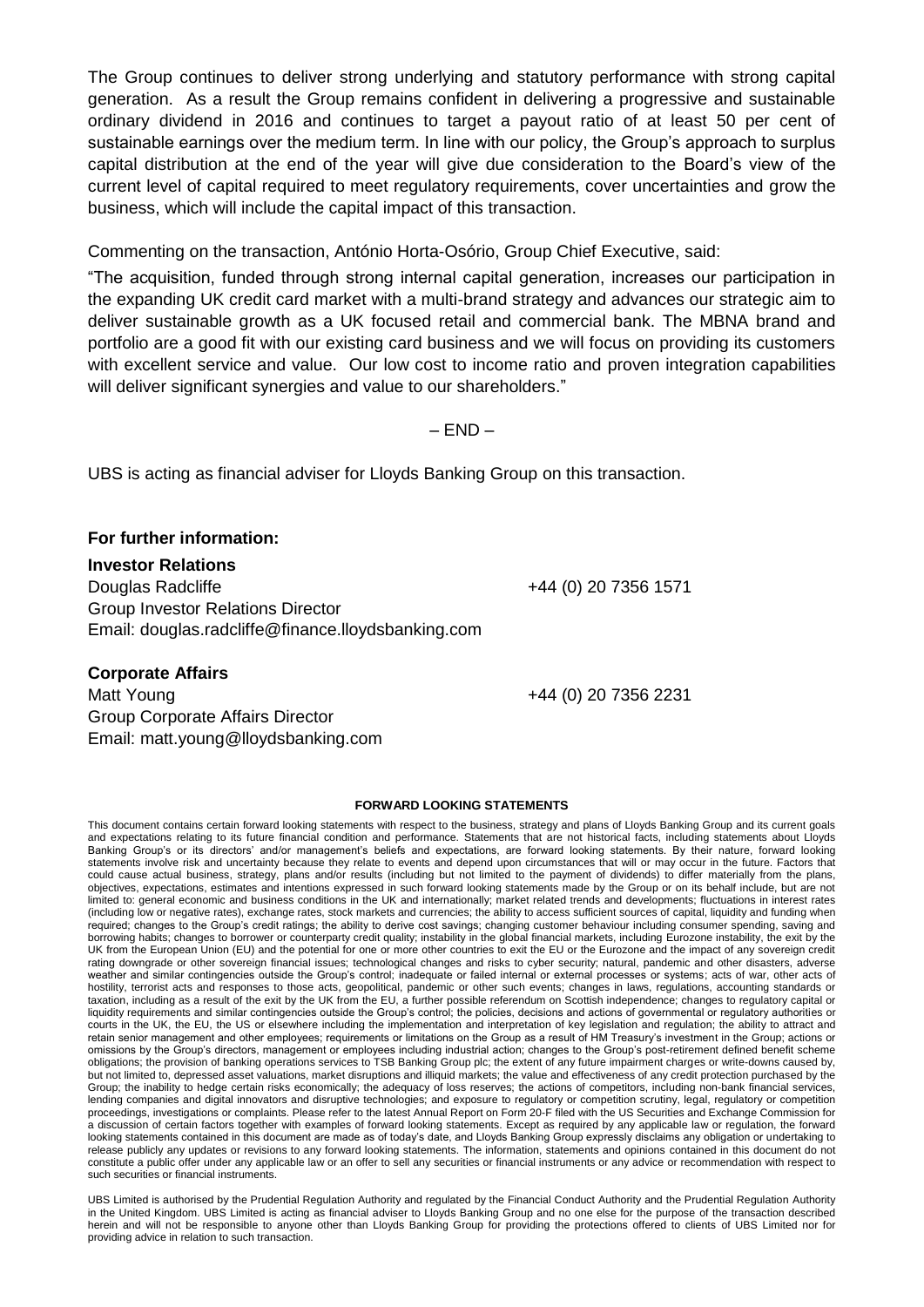The Group continues to deliver strong underlying and statutory performance with strong capital generation. As a result the Group remains confident in delivering a progressive and sustainable ordinary dividend in 2016 and continues to target a payout ratio of at least 50 per cent of sustainable earnings over the medium term. In line with our policy, the Group's approach to surplus capital distribution at the end of the year will give due consideration to the Board's view of the current level of capital required to meet regulatory requirements, cover uncertainties and grow the business, which will include the capital impact of this transaction.

Commenting on the transaction, António Horta-Osório, Group Chief Executive, said:

"The acquisition, funded through strong internal capital generation, increases our participation in the expanding UK credit card market with a multi-brand strategy and advances our strategic aim to deliver sustainable growth as a UK focused retail and commercial bank. The MBNA brand and portfolio are a good fit with our existing card business and we will focus on providing its customers with excellent service and value. Our low cost to income ratio and proven integration capabilities will deliver significant synergies and value to our shareholders."

– END –

UBS is acting as financial adviser for Lloyds Banking Group on this transaction.

**For further information:**

**Investor Relations**
Douglas Radcliffe +44 (0) 20 7356 1571
Group Investor Relations Director
Email: douglas.radcliffe@finance.lloydsbanking.com

**Corporate Affairs**
Matt Young +44 (0) 20 7356 2231
Group Corporate Affairs Director
Email: matt.young@lloydsbanking.com

**FORWARD LOOKING STATEMENTS**

This document contains certain forward looking statements with respect to the business, strategy and plans of Lloyds Banking Group and its current goals and expectations relating to its future financial condition and performance. Statements that are not historical facts, including statements about Lloyds Banking Group's or its directors' and/or management's beliefs and expectations, are forward looking statements. By their nature, forward looking statements involve risk and uncertainty because they relate to events and depend upon circumstances that will or may occur in the future. Factors that could cause actual business, strategy, plans and/or results (including but not limited to the payment of dividends) to differ materially from the plans, objectives, expectations, estimates and intentions expressed in such forward looking statements made by the Group or on its behalf include, but are not limited to: general economic and business conditions in the UK and internationally; market related trends and developments; fluctuations in interest rates (including low or negative rates), exchange rates, stock markets and currencies; the ability to access sufficient sources of capital, liquidity and funding when required; changes to the Group's credit ratings; the ability to derive cost savings; changing customer behaviour including consumer spending, saving and borrowing habits; changes to borrower or counterparty credit quality; instability in the global financial markets, including Eurozone instability, the exit by the UK from the European Union (EU) and the potential for one or more other countries to exit the EU or the Eurozone and the impact of any sovereign credit rating downgrade or other sovereign financial issues; technological changes and risks to cyber security; natural, pandemic and other disasters, adverse weather and similar contingencies outside the Group's control; inadequate or failed internal or external processes or systems; acts of war, other acts of hostility, terrorist acts and responses to those acts, geopolitical, pandemic or other such events; changes in laws, regulations, accounting standards or taxation, including as a result of the exit by the UK from the EU, a further possible referendum on Scottish independence; changes to regulatory capital or liquidity requirements and similar contingencies outside the Group's control; the policies, decisions and actions of governmental or regulatory authorities or courts in the UK, the EU, the US or elsewhere including the implementation and interpretation of key legislation and regulation; the ability to attract and retain senior management and other employees; requirements or limitations on the Group as a result of HM Treasury's investment in the Group; actions or omissions by the Group's directors, management or employees including industrial action; changes to the Group's post-retirement defined benefit scheme obligations; the provision of banking operations services to TSB Banking Group plc; the extent of any future impairment charges or write-downs caused by, but not limited to, depressed asset valuations, market disruptions and illiquid markets; the value and effectiveness of any credit protection purchased by the Group; the inability to hedge certain risks economically; the adequacy of loss reserves; the actions of competitors, including non-bank financial services, lending companies and digital innovators and disruptive technologies; and exposure to regulatory or competition scrutiny, legal, regulatory or competition proceedings, investigations or complaints. Please refer to the latest Annual Report on Form 20-F filed with the US Securities and Exchange Commission for a discussion of certain factors together with examples of forward looking statements. Except as required by any applicable law or regulation, the forward looking statements contained in this document are made as of today's date, and Lloyds Banking Group expressly disclaims any obligation or undertaking to release publicly any updates or revisions to any forward looking statements. The information, statements and opinions contained in this document do not constitute a public offer under any applicable law or an offer to sell any securities or financial instruments or any advice or recommendation with respect to such securities or financial instruments.

UBS Limited is authorised by the Prudential Regulation Authority and regulated by the Financial Conduct Authority and the Prudential Regulation Authority in the United Kingdom. UBS Limited is acting as financial adviser to Lloyds Banking Group and no one else for the purpose of the transaction described herein and will not be responsible to anyone other than Lloyds Banking Group for providing the protections offered to clients of UBS Limited nor for providing advice in relation to such transaction.